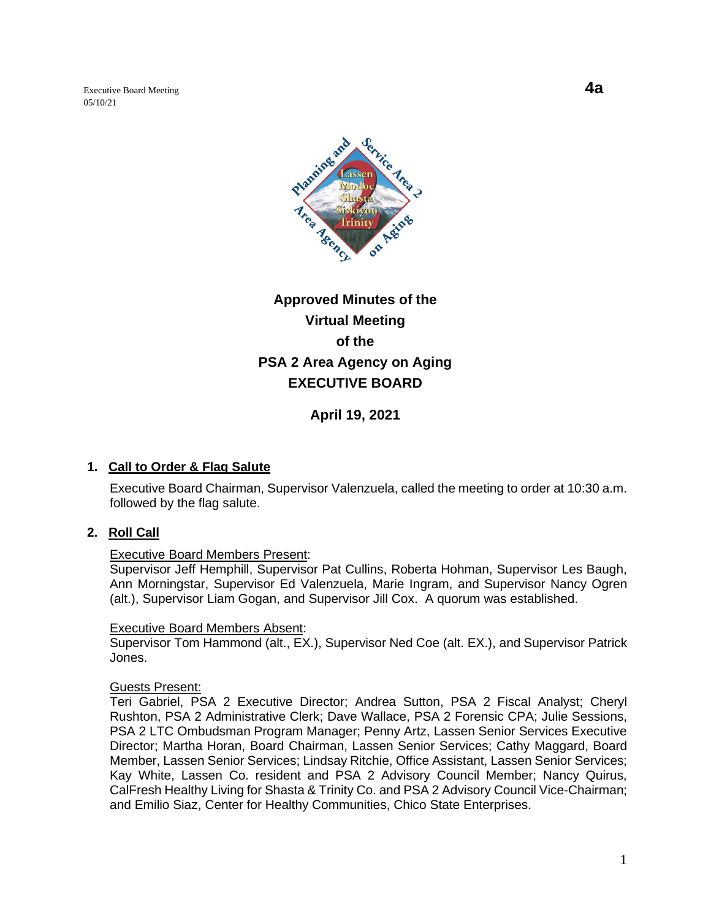Executive Board Meeting
05/10/21

**4a**

# Approved Minutes of the Virtual Meeting of the PSA 2 Area Agency on Aging EXECUTIVE BOARD

**April 19, 2021**

## 1. Call to Order & Flag Salute

Executive Board Chairman, Supervisor Valenzuela, called the meeting to order at 10:30 a.m. followed by the flag salute.

## 2. Roll Call

Executive Board Members Present:
Supervisor Jeff Hemphill, Supervisor Pat Cullins, Roberta Hohman, Supervisor Les Baugh, Ann Morningstar, Supervisor Ed Valenzuela, Marie Ingram, and Supervisor Nancy Ogren (alt.), Supervisor Liam Gogan, and Supervisor Jill Cox. A quorum was established.

Executive Board Members Absent:
Supervisor Tom Hammond (alt., EX.), Supervisor Ned Coe (alt. EX.), and Supervisor Patrick Jones.

Guests Present:
Teri Gabriel, PSA 2 Executive Director; Andrea Sutton, PSA 2 Fiscal Analyst; Cheryl Rushton, PSA 2 Administrative Clerk; Dave Wallace, PSA 2 Forensic CPA; Julie Sessions, PSA 2 LTC Ombudsman Program Manager; Penny Artz, Lassen Senior Services Executive Director; Martha Horan, Board Chairman, Lassen Senior Services; Cathy Maggard, Board Member, Lassen Senior Services; Lindsay Ritchie, Office Assistant, Lassen Senior Services; Kay White, Lassen Co. resident and PSA 2 Advisory Council Member; Nancy Quirus, CalFresh Healthy Living for Shasta & Trinity Co. and PSA 2 Advisory Council Vice-Chairman; and Emilio Siaz, Center for Healthy Communities, Chico State Enterprises.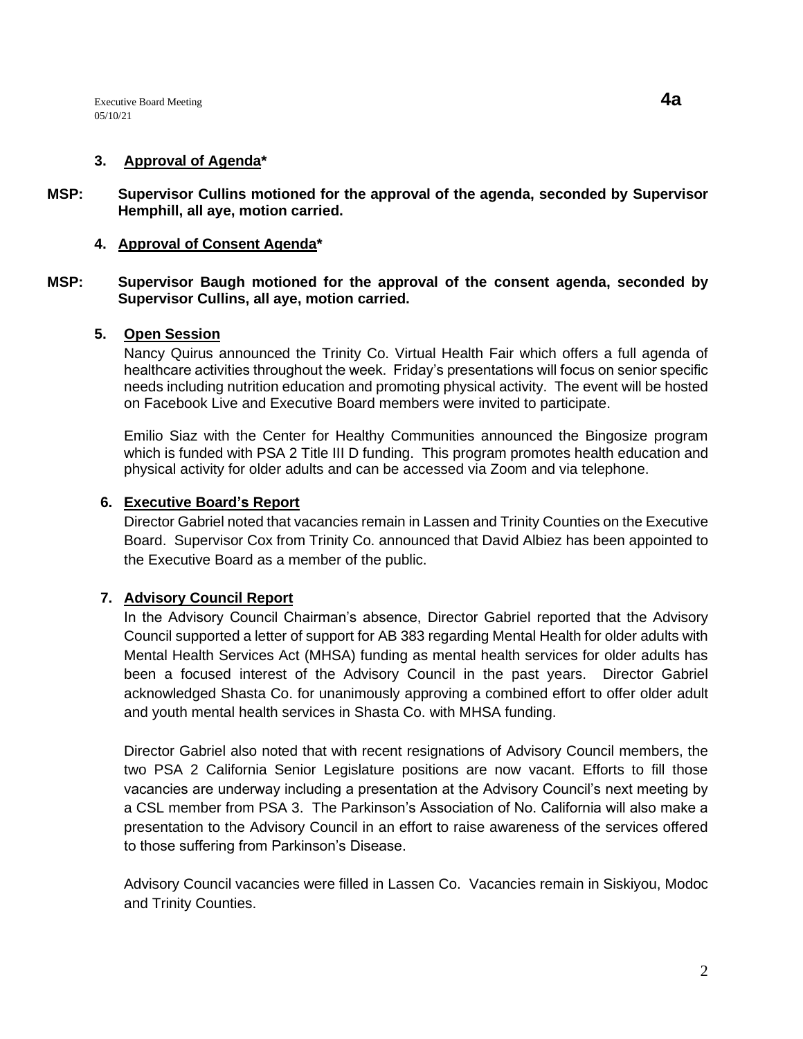### 3. Approval of Agenda*

**MSP: Supervisor Cullins motioned for the approval of the agenda, seconded by Supervisor Hemphill, all aye, motion carried.**

### 4. Approval of Consent Agenda*

**MSP: Supervisor Baugh motioned for the approval of the consent agenda, seconded by Supervisor Cullins, all aye, motion carried.**

### 5. Open Session

Nancy Quirus announced the Trinity Co. Virtual Health Fair which offers a full agenda of healthcare activities throughout the week. Friday's presentations will focus on senior specific needs including nutrition education and promoting physical activity. The event will be hosted on Facebook Live and Executive Board members were invited to participate.

Emilio Siaz with the Center for Healthy Communities announced the Bingosize program which is funded with PSA 2 Title III D funding. This program promotes health education and physical activity for older adults and can be accessed via Zoom and via telephone.

### 6. Executive Board's Report

Director Gabriel noted that vacancies remain in Lassen and Trinity Counties on the Executive Board. Supervisor Cox from Trinity Co. announced that David Albiez has been appointed to the Executive Board as a member of the public.

### 7. Advisory Council Report

In the Advisory Council Chairman's absence, Director Gabriel reported that the Advisory Council supported a letter of support for AB 383 regarding Mental Health for older adults with Mental Health Services Act (MHSA) funding as mental health services for older adults has been a focused interest of the Advisory Council in the past years. Director Gabriel acknowledged Shasta Co. for unanimously approving a combined effort to offer older adult and youth mental health services in Shasta Co. with MHSA funding.

Director Gabriel also noted that with recent resignations of Advisory Council members, the two PSA 2 California Senior Legislature positions are now vacant. Efforts to fill those vacancies are underway including a presentation at the Advisory Council's next meeting by a CSL member from PSA 3. The Parkinson's Association of No. California will also make a presentation to the Advisory Council in an effort to raise awareness of the services offered to those suffering from Parkinson's Disease.

Advisory Council vacancies were filled in Lassen Co. Vacancies remain in Siskiyou, Modoc and Trinity Counties.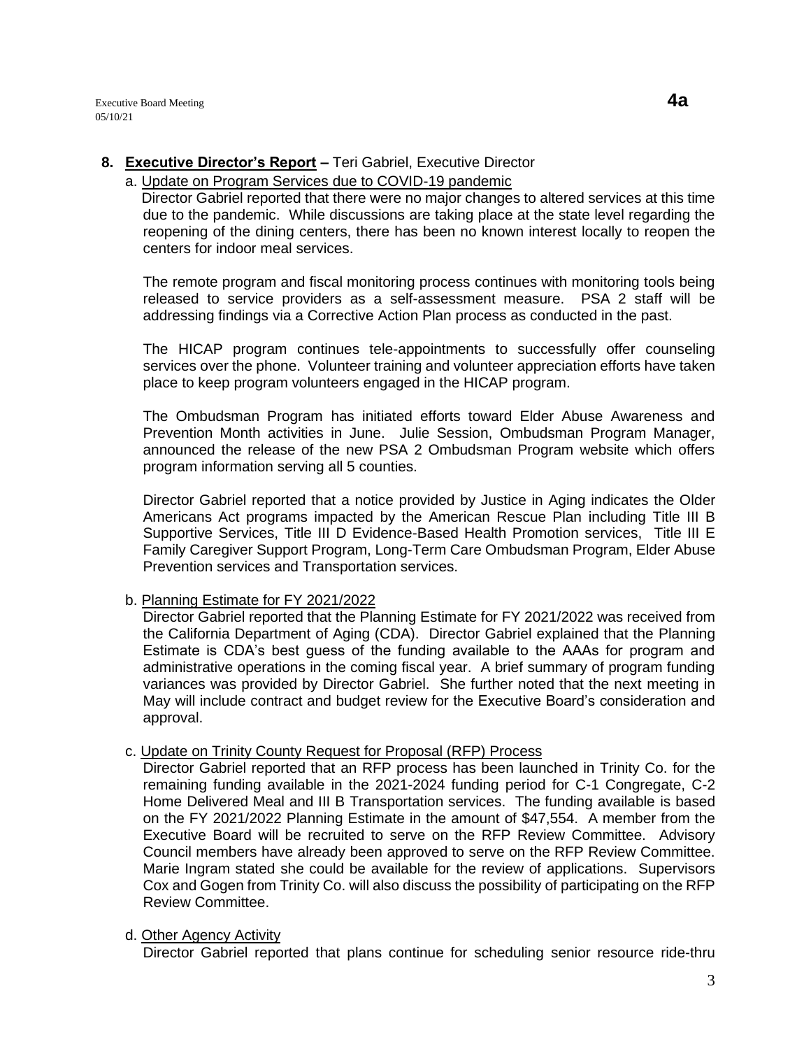## 8. **Executive Director's Report –** Teri Gabriel, Executive Director

a. Update on Program Services due to COVID-19 pandemic

Director Gabriel reported that there were no major changes to altered services at this time due to the pandemic. While discussions are taking place at the state level regarding the reopening of the dining centers, there has been no known interest locally to reopen the centers for indoor meal services.

The remote program and fiscal monitoring process continues with monitoring tools being released to service providers as a self-assessment measure. PSA 2 staff will be addressing findings via a Corrective Action Plan process as conducted in the past.

The HICAP program continues tele-appointments to successfully offer counseling services over the phone. Volunteer training and volunteer appreciation efforts have taken place to keep program volunteers engaged in the HICAP program.

The Ombudsman Program has initiated efforts toward Elder Abuse Awareness and Prevention Month activities in June. Julie Session, Ombudsman Program Manager, announced the release of the new PSA 2 Ombudsman Program website which offers program information serving all 5 counties.

Director Gabriel reported that a notice provided by Justice in Aging indicates the Older Americans Act programs impacted by the American Rescue Plan including Title III B Supportive Services, Title III D Evidence-Based Health Promotion services, Title III E Family Caregiver Support Program, Long-Term Care Ombudsman Program, Elder Abuse Prevention services and Transportation services.

b. Planning Estimate for FY 2021/2022

Director Gabriel reported that the Planning Estimate for FY 2021/2022 was received from the California Department of Aging (CDA). Director Gabriel explained that the Planning Estimate is CDA's best guess of the funding available to the AAAs for program and administrative operations in the coming fiscal year. A brief summary of program funding variances was provided by Director Gabriel. She further noted that the next meeting in May will include contract and budget review for the Executive Board's consideration and approval.

c. Update on Trinity County Request for Proposal (RFP) Process

Director Gabriel reported that an RFP process has been launched in Trinity Co. for the remaining funding available in the 2021-2024 funding period for C-1 Congregate, C-2 Home Delivered Meal and III B Transportation services. The funding available is based on the FY 2021/2022 Planning Estimate in the amount of $47,554. A member from the Executive Board will be recruited to serve on the RFP Review Committee. Advisory Council members have already been approved to serve on the RFP Review Committee. Marie Ingram stated she could be available for the review of applications. Supervisors Cox and Gogen from Trinity Co. will also discuss the possibility of participating on the RFP Review Committee.

d. Other Agency Activity

Director Gabriel reported that plans continue for scheduling senior resource ride-thru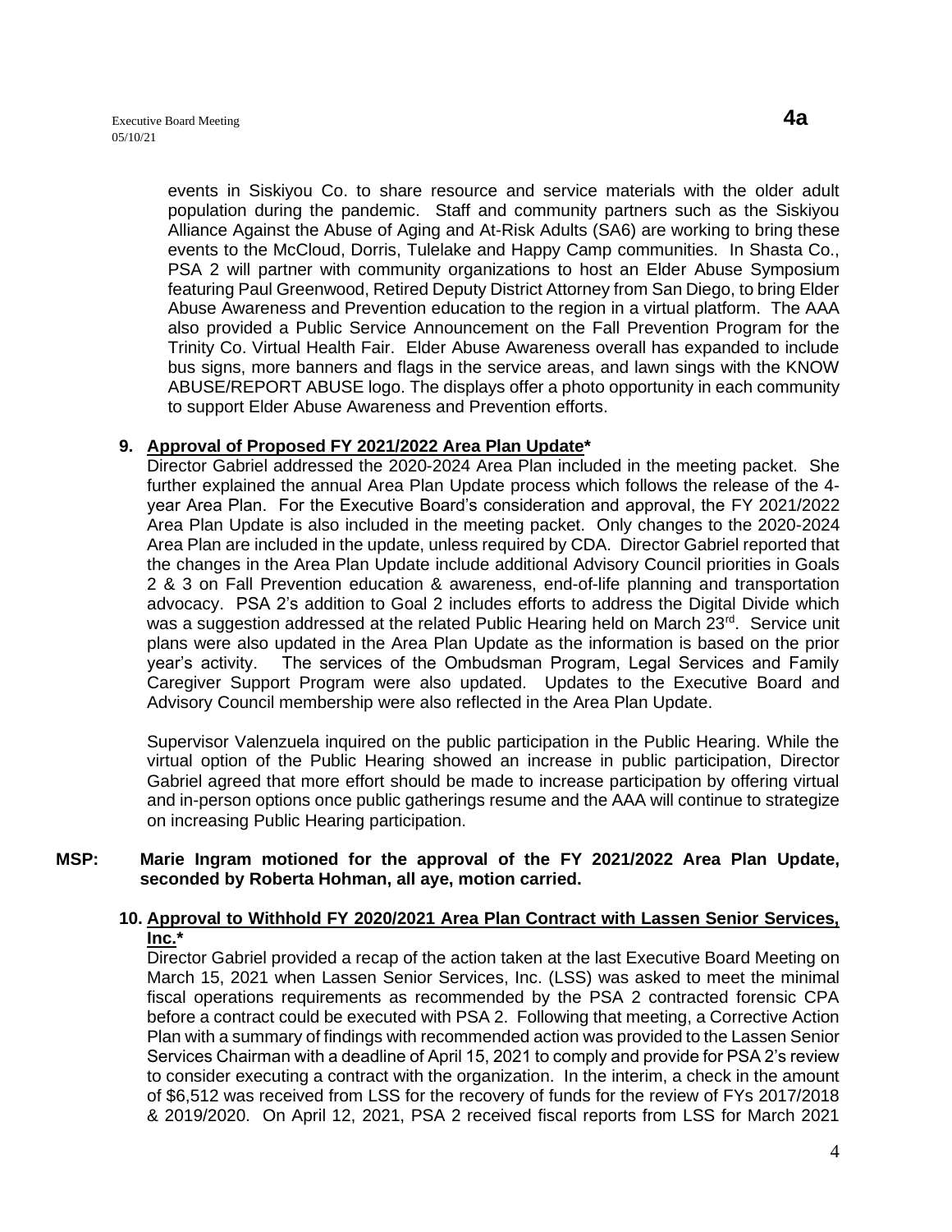events in Siskiyou Co. to share resource and service materials with the older adult population during the pandemic. Staff and community partners such as the Siskiyou Alliance Against the Abuse of Aging and At-Risk Adults (SA6) are working to bring these events to the McCloud, Dorris, Tulelake and Happy Camp communities. In Shasta Co., PSA 2 will partner with community organizations to host an Elder Abuse Symposium featuring Paul Greenwood, Retired Deputy District Attorney from San Diego, to bring Elder Abuse Awareness and Prevention education to the region in a virtual platform. The AAA also provided a Public Service Announcement on the Fall Prevention Program for the Trinity Co. Virtual Health Fair. Elder Abuse Awareness overall has expanded to include bus signs, more banners and flags in the service areas, and lawn sings with the KNOW ABUSE/REPORT ABUSE logo. The displays offer a photo opportunity in each community to support Elder Abuse Awareness and Prevention efforts.

**9. Approval of Proposed FY 2021/2022 Area Plan Update***

Director Gabriel addressed the 2020-2024 Area Plan included in the meeting packet. She further explained the annual Area Plan Update process which follows the release of the 4-year Area Plan. For the Executive Board's consideration and approval, the FY 2021/2022 Area Plan Update is also included in the meeting packet. Only changes to the 2020-2024 Area Plan are included in the update, unless required by CDA. Director Gabriel reported that the changes in the Area Plan Update include additional Advisory Council priorities in Goals 2 & 3 on Fall Prevention education & awareness, end-of-life planning and transportation advocacy. PSA 2's addition to Goal 2 includes efforts to address the Digital Divide which was a suggestion addressed at the related Public Hearing held on March 23rd. Service unit plans were also updated in the Area Plan Update as the information is based on the prior year's activity. The services of the Ombudsman Program, Legal Services and Family Caregiver Support Program were also updated. Updates to the Executive Board and Advisory Council membership were also reflected in the Area Plan Update.

Supervisor Valenzuela inquired on the public participation in the Public Hearing. While the virtual option of the Public Hearing showed an increase in public participation, Director Gabriel agreed that more effort should be made to increase participation by offering virtual and in-person options once public gatherings resume and the AAA will continue to strategize on increasing Public Hearing participation.

**MSP: Marie Ingram motioned for the approval of the FY 2021/2022 Area Plan Update, seconded by Roberta Hohman, all aye, motion carried.**

**10. Approval to Withhold FY 2020/2021 Area Plan Contract with Lassen Senior Services, Inc.***

Director Gabriel provided a recap of the action taken at the last Executive Board Meeting on March 15, 2021 when Lassen Senior Services, Inc. (LSS) was asked to meet the minimal fiscal operations requirements as recommended by the PSA 2 contracted forensic CPA before a contract could be executed with PSA 2. Following that meeting, a Corrective Action Plan with a summary of findings with recommended action was provided to the Lassen Senior Services Chairman with a deadline of April 15, 2021 to comply and provide for PSA 2's review to consider executing a contract with the organization. In the interim, a check in the amount of $6,512 was received from LSS for the recovery of funds for the review of FYs 2017/2018 & 2019/2020. On April 12, 2021, PSA 2 received fiscal reports from LSS for March 2021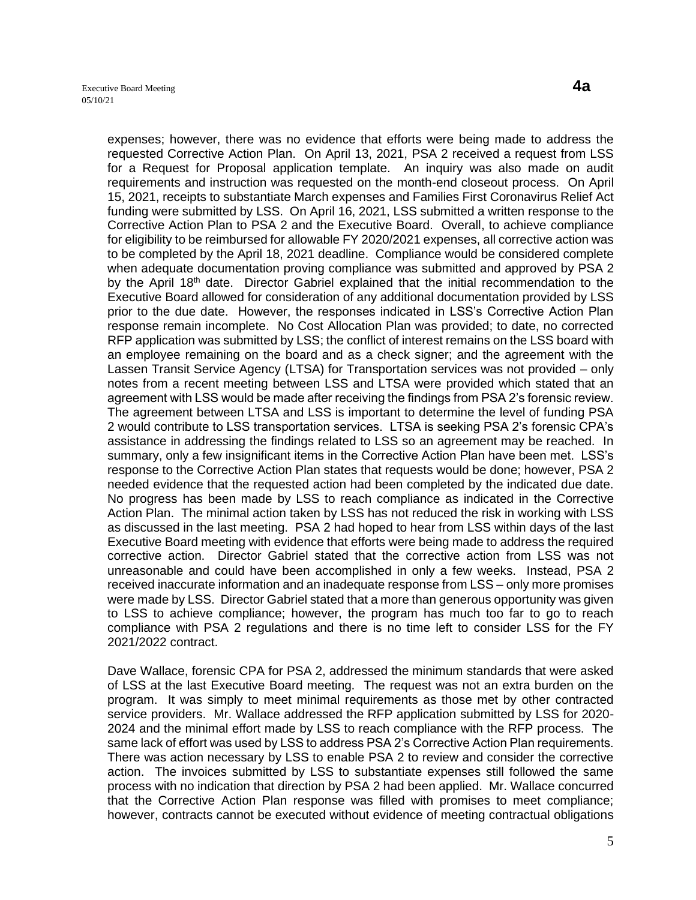expenses; however, there was no evidence that efforts were being made to address the requested Corrective Action Plan. On April 13, 2021, PSA 2 received a request from LSS for a Request for Proposal application template. An inquiry was also made on audit requirements and instruction was requested on the month-end closeout process. On April 15, 2021, receipts to substantiate March expenses and Families First Coronavirus Relief Act funding were submitted by LSS. On April 16, 2021, LSS submitted a written response to the Corrective Action Plan to PSA 2 and the Executive Board. Overall, to achieve compliance for eligibility to be reimbursed for allowable FY 2020/2021 expenses, all corrective action was to be completed by the April 18, 2021 deadline. Compliance would be considered complete when adequate documentation proving compliance was submitted and approved by PSA 2 by the April 18th date. Director Gabriel explained that the initial recommendation to the Executive Board allowed for consideration of any additional documentation provided by LSS prior to the due date. However, the responses indicated in LSS's Corrective Action Plan response remain incomplete. No Cost Allocation Plan was provided; to date, no corrected RFP application was submitted by LSS; the conflict of interest remains on the LSS board with an employee remaining on the board and as a check signer; and the agreement with the Lassen Transit Service Agency (LTSA) for Transportation services was not provided – only notes from a recent meeting between LSS and LTSA were provided which stated that an agreement with LSS would be made after receiving the findings from PSA 2's forensic review. The agreement between LTSA and LSS is important to determine the level of funding PSA 2 would contribute to LSS transportation services. LTSA is seeking PSA 2's forensic CPA's assistance in addressing the findings related to LSS so an agreement may be reached. In summary, only a few insignificant items in the Corrective Action Plan have been met. LSS's response to the Corrective Action Plan states that requests would be done; however, PSA 2 needed evidence that the requested action had been completed by the indicated due date. No progress has been made by LSS to reach compliance as indicated in the Corrective Action Plan. The minimal action taken by LSS has not reduced the risk in working with LSS as discussed in the last meeting. PSA 2 had hoped to hear from LSS within days of the last Executive Board meeting with evidence that efforts were being made to address the required corrective action. Director Gabriel stated that the corrective action from LSS was not unreasonable and could have been accomplished in only a few weeks. Instead, PSA 2 received inaccurate information and an inadequate response from LSS – only more promises were made by LSS. Director Gabriel stated that a more than generous opportunity was given to LSS to achieve compliance; however, the program has much too far to go to reach compliance with PSA 2 regulations and there is no time left to consider LSS for the FY 2021/2022 contract.

Dave Wallace, forensic CPA for PSA 2, addressed the minimum standards that were asked of LSS at the last Executive Board meeting. The request was not an extra burden on the program. It was simply to meet minimal requirements as those met by other contracted service providers. Mr. Wallace addressed the RFP application submitted by LSS for 2020-2024 and the minimal effort made by LSS to reach compliance with the RFP process. The same lack of effort was used by LSS to address PSA 2's Corrective Action Plan requirements. There was action necessary by LSS to enable PSA 2 to review and consider the corrective action. The invoices submitted by LSS to substantiate expenses still followed the same process with no indication that direction by PSA 2 had been applied. Mr. Wallace concurred that the Corrective Action Plan response was filled with promises to meet compliance; however, contracts cannot be executed without evidence of meeting contractual obligations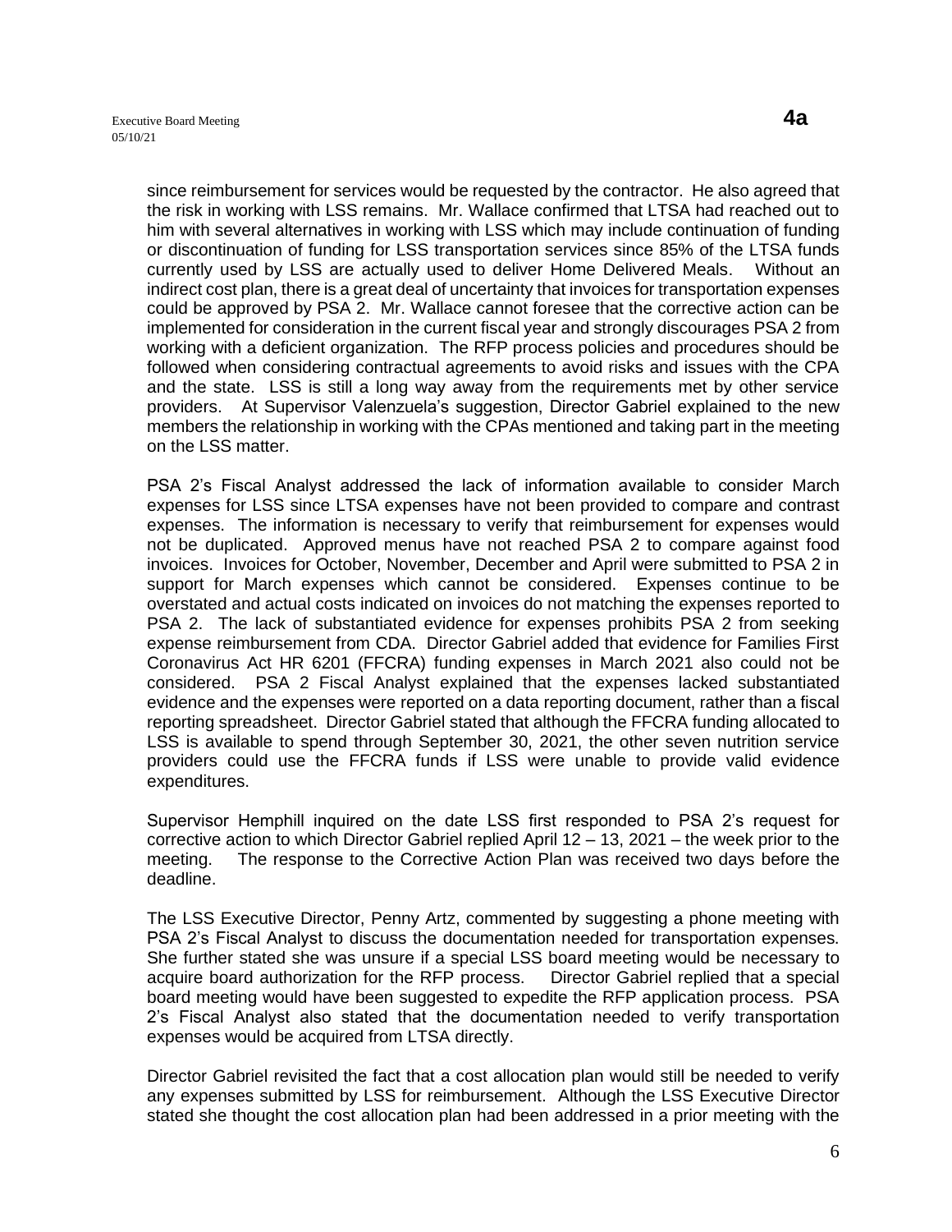since reimbursement for services would be requested by the contractor. He also agreed that the risk in working with LSS remains. Mr. Wallace confirmed that LTSA had reached out to him with several alternatives in working with LSS which may include continuation of funding or discontinuation of funding for LSS transportation services since 85% of the LTSA funds currently used by LSS are actually used to deliver Home Delivered Meals. Without an indirect cost plan, there is a great deal of uncertainty that invoices for transportation expenses could be approved by PSA 2. Mr. Wallace cannot foresee that the corrective action can be implemented for consideration in the current fiscal year and strongly discourages PSA 2 from working with a deficient organization. The RFP process policies and procedures should be followed when considering contractual agreements to avoid risks and issues with the CPA and the state. LSS is still a long way away from the requirements met by other service providers. At Supervisor Valenzuela's suggestion, Director Gabriel explained to the new members the relationship in working with the CPAs mentioned and taking part in the meeting on the LSS matter.

PSA 2's Fiscal Analyst addressed the lack of information available to consider March expenses for LSS since LTSA expenses have not been provided to compare and contrast expenses. The information is necessary to verify that reimbursement for expenses would not be duplicated. Approved menus have not reached PSA 2 to compare against food invoices. Invoices for October, November, December and April were submitted to PSA 2 in support for March expenses which cannot be considered. Expenses continue to be overstated and actual costs indicated on invoices do not matching the expenses reported to PSA 2. The lack of substantiated evidence for expenses prohibits PSA 2 from seeking expense reimbursement from CDA. Director Gabriel added that evidence for Families First Coronavirus Act HR 6201 (FFCRA) funding expenses in March 2021 also could not be considered. PSA 2 Fiscal Analyst explained that the expenses lacked substantiated evidence and the expenses were reported on a data reporting document, rather than a fiscal reporting spreadsheet. Director Gabriel stated that although the FFCRA funding allocated to LSS is available to spend through September 30, 2021, the other seven nutrition service providers could use the FFCRA funds if LSS were unable to provide valid evidence expenditures.

Supervisor Hemphill inquired on the date LSS first responded to PSA 2's request for corrective action to which Director Gabriel replied April 12 – 13, 2021 – the week prior to the meeting. The response to the Corrective Action Plan was received two days before the deadline.

The LSS Executive Director, Penny Artz, commented by suggesting a phone meeting with PSA 2's Fiscal Analyst to discuss the documentation needed for transportation expenses. She further stated she was unsure if a special LSS board meeting would be necessary to acquire board authorization for the RFP process. Director Gabriel replied that a special board meeting would have been suggested to expedite the RFP application process. PSA 2's Fiscal Analyst also stated that the documentation needed to verify transportation expenses would be acquired from LTSA directly.

Director Gabriel revisited the fact that a cost allocation plan would still be needed to verify any expenses submitted by LSS for reimbursement. Although the LSS Executive Director stated she thought the cost allocation plan had been addressed in a prior meeting with the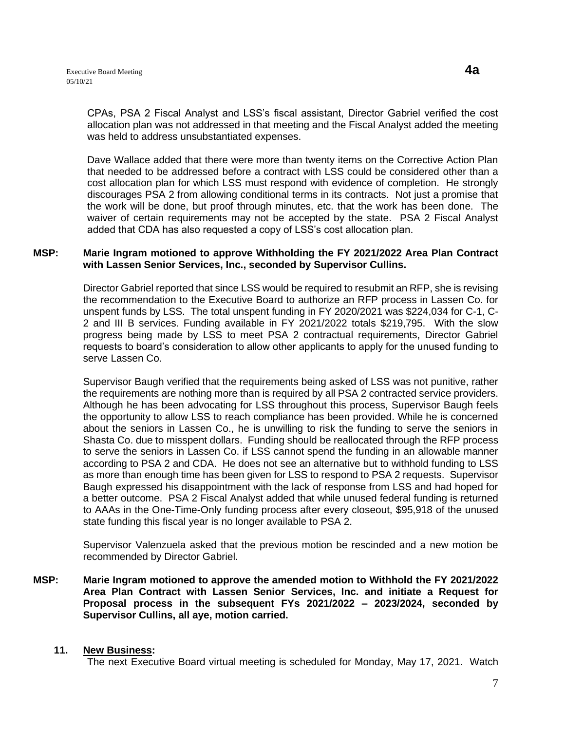CPAs, PSA 2 Fiscal Analyst and LSS's fiscal assistant, Director Gabriel verified the cost allocation plan was not addressed in that meeting and the Fiscal Analyst added the meeting was held to address unsubstantiated expenses.

Dave Wallace added that there were more than twenty items on the Corrective Action Plan that needed to be addressed before a contract with LSS could be considered other than a cost allocation plan for which LSS must respond with evidence of completion. He strongly discourages PSA 2 from allowing conditional terms in its contracts. Not just a promise that the work will be done, but proof through minutes, etc. that the work has been done. The waiver of certain requirements may not be accepted by the state. PSA 2 Fiscal Analyst added that CDA has also requested a copy of LSS's cost allocation plan.

**MSP: Marie Ingram motioned to approve Withholding the FY 2021/2022 Area Plan Contract with Lassen Senior Services, Inc., seconded by Supervisor Cullins.**

Director Gabriel reported that since LSS would be required to resubmit an RFP, she is revising the recommendation to the Executive Board to authorize an RFP process in Lassen Co. for unspent funds by LSS. The total unspent funding in FY 2020/2021 was $224,034 for C-1, C-2 and III B services. Funding available in FY 2021/2022 totals $219,795. With the slow progress being made by LSS to meet PSA 2 contractual requirements, Director Gabriel requests to board's consideration to allow other applicants to apply for the unused funding to serve Lassen Co.

Supervisor Baugh verified that the requirements being asked of LSS was not punitive, rather the requirements are nothing more than is required by all PSA 2 contracted service providers. Although he has been advocating for LSS throughout this process, Supervisor Baugh feels the opportunity to allow LSS to reach compliance has been provided. While he is concerned about the seniors in Lassen Co., he is unwilling to risk the funding to serve the seniors in Shasta Co. due to misspent dollars. Funding should be reallocated through the RFP process to serve the seniors in Lassen Co. if LSS cannot spend the funding in an allowable manner according to PSA 2 and CDA. He does not see an alternative but to withhold funding to LSS as more than enough time has been given for LSS to respond to PSA 2 requests. Supervisor Baugh expressed his disappointment with the lack of response from LSS and had hoped for a better outcome. PSA 2 Fiscal Analyst added that while unused federal funding is returned to AAAs in the One-Time-Only funding process after every closeout, $95,918 of the unused state funding this fiscal year is no longer available to PSA 2.

Supervisor Valenzuela asked that the previous motion be rescinded and a new motion be recommended by Director Gabriel.

**MSP: Marie Ingram motioned to approve the amended motion to Withhold the FY 2021/2022 Area Plan Contract with Lassen Senior Services, Inc. and initiate a Request for Proposal process in the subsequent FYs 2021/2022 – 2023/2024, seconded by Supervisor Cullins, all aye, motion carried.**

**11. New Business:**

The next Executive Board virtual meeting is scheduled for Monday, May 17, 2021. Watch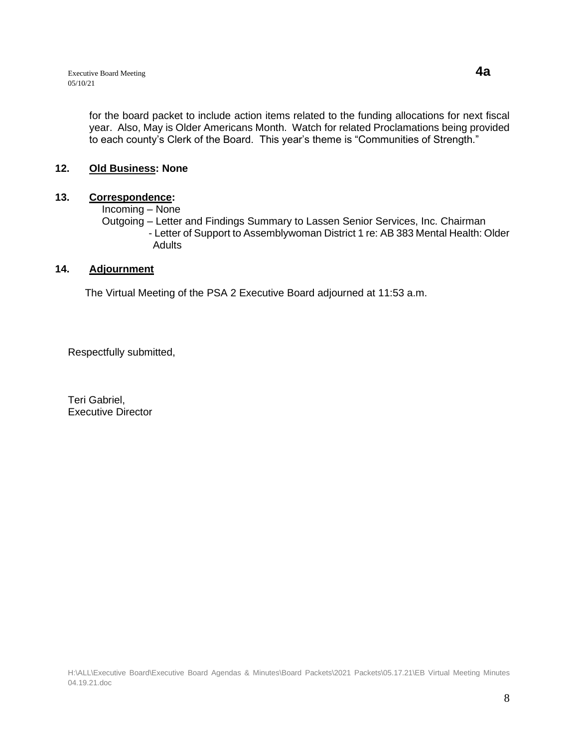for the board packet to include action items related to the funding allocations for next fiscal year. Also, May is Older Americans Month. Watch for related Proclamations being provided to each county's Clerk of the Board. This year's theme is "Communities of Strength."

**12. Old Business: None**

**13. Correspondence:**

Incoming – None

Outgoing – Letter and Findings Summary to Lassen Senior Services, Inc. Chairman

- Letter of Support to Assemblywoman District 1 re: AB 383 Mental Health: Older Adults

**14. Adjournment**

The Virtual Meeting of the PSA 2 Executive Board adjourned at 11:53 a.m.

Respectfully submitted,

Teri Gabriel,
Executive Director

H:\ALL\Executive Board\Executive Board Agendas & Minutes\Board Packets\2021 Packets\05.17.21\EB Virtual Meeting Minutes 04.19.21.doc